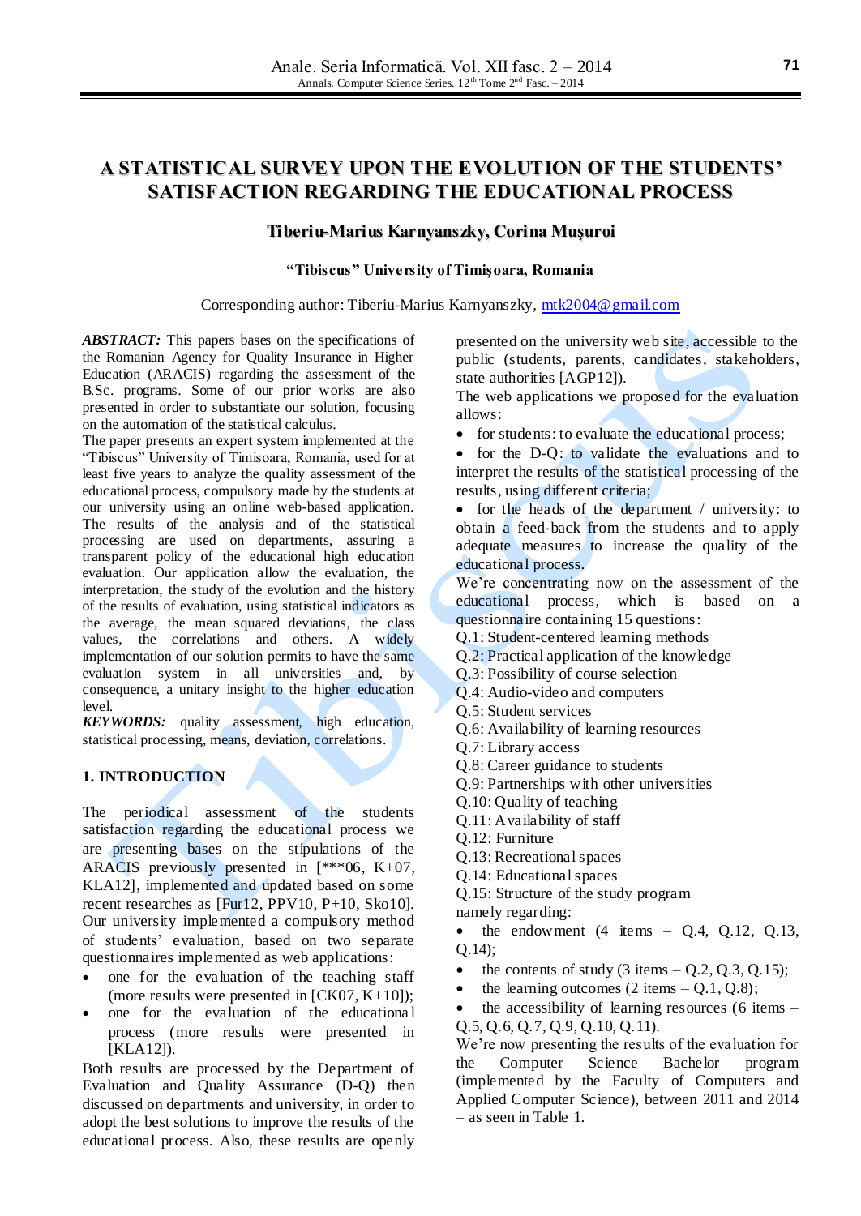# A STATISTICAL SURVEY UPON THE EVOLUTION OF THE STUDENTS' SATISFACTION REGARDING THE EDUCATIONAL PROCESS

**Tiberiu-Marius Karnyanszky, Corina Muşuroi**

**"Tibiscus" University of Timişoara, Romania**

Corresponding author: Tiberiu-Marius Karnyanszky, mtk2004@gmail.com

***ABSTRACT:*** This papers bases on the specifications of the Romanian Agency for Quality Insurance in Higher Education (ARACIS) regarding the assessment of the B.Sc. programs. Some of our prior works are also presented in order to substantiate our solution, focusing on the automation of the statistical calculus.

The paper presents an expert system implemented at the "Tibiscus" University of Timisoara, Romania, used for at least five years to analyze the quality assessment of the educational process, compulsory made by the students at our university using an online web-based application. The results of the analysis and of the statistical processing are used on departments, assuring a transparent policy of the educational high education evaluation. Our application allow the evaluation, the interpretation, the study of the evolution and the history of the results of evaluation, using statistical indicators as the average, the mean squared deviations, the class values, the correlations and others. A widely implementation of our solution permits to have the same evaluation system in all universities and, by consequence, a unitary insight to the higher education level.

***KEYWORDS:*** quality assessment, high education, statistical processing, means, deviation, correlations.

## 1. INTRODUCTION

The periodical assessment of the students satisfaction regarding the educational process we are presenting bases on the stipulations of the ARACIS previously presented in [***06, K+07, KLA12], implemented and updated based on some recent researches as [Fur12, PPV10, P+10, Sko10]. Our university implemented a compulsory method of students' evaluation, based on two separate questionnaires implemented as web applications:

- one for the evaluation of the teaching staff (more results were presented in [CK07, K+10]);
- one for the evaluation of the educational process (more results were presented in [KLA12]).

Both results are processed by the Department of Evaluation and Quality Assurance (D-Q) then discussed on departments and university, in order to adopt the best solutions to improve the results of the educational process. Also, these results are openly presented on the university web site, accessible to the public (students, parents, candidates, stakeholders, state authorities [AGP12]).

The web applications we proposed for the evaluation allows:

- for students: to evaluate the educational process;
- for the D-Q: to validate the evaluations and to interpret the results of the statistical processing of the results, using different criteria;
- for the heads of the department / university: to obtain a feed-back from the students and to apply adequate measures to increase the quality of the educational process.

We're concentrating now on the assessment of the educational process, which is based on a questionnaire containing 15 questions:

Q.1: Student-centered learning methods
Q.2: Practical application of the knowledge
Q.3: Possibility of course selection
Q.4: Audio-video and computers
Q.5: Student services
Q.6: Availability of learning resources
Q.7: Library access
Q.8: Career guidance to students
Q.9: Partnerships with other universities
Q.10: Quality of teaching
Q.11: Availability of staff
Q.12: Furniture
Q.13: Recreational spaces
Q.14: Educational spaces
Q.15: Structure of the study program

namely regarding:

- the endowment (4 items – Q.4, Q.12, Q.13, Q.14);
- the contents of study (3 items – Q.2, Q.3, Q.15);
- the learning outcomes (2 items – Q.1, Q.8);
- the accessibility of learning resources (6 items – Q.5, Q.6, Q.7, Q.9, Q.10, Q.11).

We're now presenting the results of the evaluation for the Computer Science Bachelor program (implemented by the Faculty of Computers and Applied Computer Science), between 2011 and 2014 – as seen in Table 1.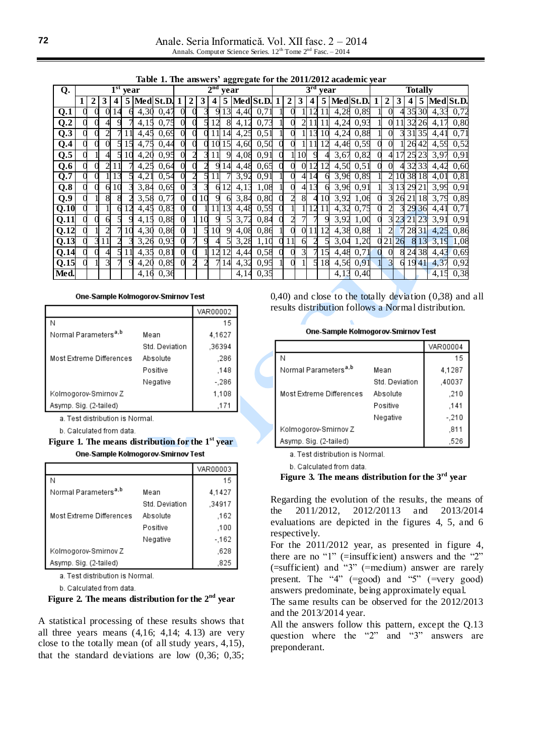**Table 1. The answers' aggregate for the 2011/2012 academic year**

| Q. | 1st year | | | | | | | 2nd year | | | | | | | 3rd year | | | | | | | Totally | | | | | | |
|---|---|---|---|---|---|---|---|---|---|---|---|---|---|---|---|---|---|---|---|---|---|---|---|---|---|---|---|---|
| | 1 | 2 | 3 | 4 | 5 | Med | St.D. | 1 | 2 | 3 | 4 | 5 | Med | St.D. | 1 | 2 | 3 | 4 | 5 | Med | St.D. | 1 | 2 | 3 | 4 | 5 | Med | St.D. |
| Q.1 | 0 | 0 | 0 | 14 | 6 | 4,30 | 0,47 | 0 | 0 | 3 | 9 | 13 | 4,40 | 0,71 | 1 | 0 | 1 | 12 | 11 | 4,28 | 0,89 | 1 | 0 | 4 | 35 | 30 | 4,33 | 0,72 |
| Q.2 | 0 | 0 | 4 | 9 | 7 | 4,15 | 0,75 | 0 | 0 | 5 | 12 | 8 | 4,12 | 0,73 | 1 | 0 | 2 | 11 | 11 | 4,24 | 0,93 | 1 | 0 | 11 | 32 | 26 | 4,17 | 0,80 |
| Q.3 | 0 | 0 | 2 | 7 | 11 | 4,45 | 0,69 | 0 | 0 | 0 | 11 | 14 | 4,25 | 0,51 | 1 | 0 | 1 | 13 | 10 | 4,24 | 0,88 | 1 | 0 | 3 | 31 | 35 | 4,41 | 0,71 |
| Q.4 | 0 | 0 | 0 | 5 | 15 | 4,75 | 0,44 | 0 | 0 | 0 | 10 | 15 | 4,60 | 0,50 | 0 | 0 | 1 | 11 | 12 | 4,46 | 0,59 | 0 | 0 | 1 | 26 | 42 | 4,59 | 0,52 |
| Q.5 | 0 | 1 | 4 | 5 | 10 | 4,20 | 0,95 | 0 | 2 | 3 | 11 | 9 | 4,08 | 0,91 | 0 | 1 | 10 | 9 | 4 | 3,67 | 0,82 | 0 | 4 | 17 | 25 | 23 | 3,97 | 0,91 |
| Q.6 | 0 | 0 | 2 | 11 | 7 | 4,25 | 0,64 | 0 | 0 | 2 | 9 | 14 | 4,48 | 0,65 | 0 | 0 | 0 | 12 | 12 | 4,50 | 0,51 | 0 | 0 | 4 | 32 | 33 | 4,42 | 0,60 |
| Q.7 | 0 | 0 | 1 | 13 | 5 | 4,21 | 0,54 | 0 | 2 | 5 | 11 | 7 | 3,92 | 0,91 | 1 | 0 | 4 | 14 | 6 | 3,96 | 0,89 | 1 | 2 | 10 | 38 | 18 | 4,01 | 0,81 |
| Q.8 | 0 | 0 | 6 | 10 | 3 | 3,84 | 0,69 | 0 | 3 | 3 | 6 | 12 | 4,13 | 1,08 | 1 | 0 | 4 | 13 | 6 | 3,96 | 0,91 | 1 | 3 | 13 | 29 | 21 | 3,99 | 0,91 |
| Q.9 | 0 | 1 | 8 | 8 | 2 | 3,58 | 0,77 | 0 | 0 | 10 | 9 | 6 | 3,84 | 0,80 | 0 | 2 | 8 | 4 | 10 | 3,92 | 1,06 | 0 | 3 | 26 | 21 | 18 | 3,79 | 0,89 |
| Q.10 | 0 | 1 | 1 | 6 | 12 | 4,45 | 0,83 | 0 | 0 | 1 | 11 | 13 | 4,48 | 0,59 | 0 | 1 | 1 | 12 | 11 | 4,32 | 0,75 | 0 | 2 | 3 | 29 | 36 | 4,41 | 0,71 |
| Q.11 | 0 | 0 | 6 | 5 | 9 | 4,15 | 0,88 | 0 | 1 | 10 | 9 | 5 | 3,72 | 0,84 | 0 | 2 | 7 | 7 | 9 | 3,92 | 1,00 | 0 | 3 | 23 | 21 | 23 | 3,91 | 0,91 |
| Q.12 | 0 | 1 | 2 | 7 | 10 | 4,30 | 0,86 | 0 | 1 | 5 | 10 | 9 | 4,08 | 0,86 | 1 | 0 | 0 | 11 | 12 | 4,38 | 0,88 | 1 | 2 | 7 | 28 | 31 | 4,25 | 0,86 |
| Q.13 | 0 | 3 | 11 | 2 | 3 | 3,26 | 0,93 | 0 | 7 | 9 | 4 | 5 | 3,28 | 1,10 | 0 | 11 | 6 | 2 | 5 | 3,04 | 1,20 | 0 | 21 | 26 | 8 | 13 | 3,19 | 1,08 |
| Q.14 | 0 | 0 | 4 | 5 | 11 | 4,35 | 0,81 | 0 | 0 | 1 | 12 | 12 | 4,44 | 0,58 | 0 | 0 | 3 | 7 | 15 | 4,48 | 0,71 | 0 | 0 | 8 | 24 | 38 | 4,43 | 0,69 |
| Q.15 | 0 | 1 | 3 | 7 | 9 | 4,20 | 0,89 | 0 | 2 | 2 | 7 | 14 | 4,32 | 0,95 | 1 | 0 | 1 | 5 | 18 | 4,56 | 0,91 | 1 | 3 | 6 | 19 | 41 | 4,37 | 0,92 |
| Med. | | | | | | 4,16 | 0,36 | | | | | | 4,14 | 0,35 | | | | | | 4,13 | 0,40 | | | | | | 4,15 | 0,38 |

**One-Sample Kolmogorov-Smirnov Test**

| | | VAR00002 |
|---|---|---|
| N | | 15 |
| Normal Parameters[a,b] | Mean | 4,1627 |
| | Std. Deviation | ,36394 |
| Most Extreme Differences | Absolute | ,286 |
| | Positive | ,148 |
| | Negative | -,286 |
| Kolmogorov-Smirnov Z | | 1,108 |
| Asymp. Sig. (2-tailed) | | ,171 |

a. Test distribution is Normal.

b. Calculated from data.

**Figure 1. The means distribution for the 1st year**

**One-Sample Kolmogorov-Smirnov Test**

| | | VAR00003 |
|---|---|---|
| N | | 15 |
| Normal Parameters[a,b] | Mean | 4,1427 |
| | Std. Deviation | ,34917 |
| Most Extreme Differences | Absolute | ,162 |
| | Positive | ,100 |
| | Negative | -,162 |
| Kolmogorov-Smirnov Z | | ,628 |
| Asymp. Sig. (2-tailed) | | ,825 |

a. Test distribution is Normal.

b. Calculated from data.

**Figure 2. The means distribution for the 2nd year**

A statistical processing of these results shows that all three years means (4,16; 4,14; 4.13) are very close to the totally mean (of all study years, 4,15), that the standard deviations are low (0,36; 0,35; 0,40) and close to the totally deviation (0,38) and all results distribution follows a Normal distribution.

**One-Sample Kolmogorov-Smirnov Test**

| | | VAR00004 |
|---|---|---|
| N | | 15 |
| Normal Parameters[a,b] | Mean | 4,1287 |
| | Std. Deviation | ,40037 |
| Most Extreme Differences | Absolute | ,210 |
| | Positive | ,141 |
| | Negative | -,210 |
| Kolmogorov-Smirnov Z | | ,811 |
| Asymp. Sig. (2-tailed) | | ,526 |

a. Test distribution is Normal.

b. Calculated from data.

**Figure 3. The means distribution for the 3rd year**

Regarding the evolution of the results, the means of the 2011/2012, 2012/20113 and 2013/2014 evaluations are depicted in the figures 4, 5, and 6 respectively.

For the 2011/2012 year, as presented in figure 4, there are no "1" (=insufficient) answers and the "2" (=sufficient) and "3" (=medium) answer are rarely present. The "4" (=good) and "5" (=very good) answers predominate, being approximately equal.

The same results can be observed for the 2012/2013 and the 2013/2014 year.

All the answers follow this pattern, except the Q.13 question where the "2" and "3" answers are preponderant.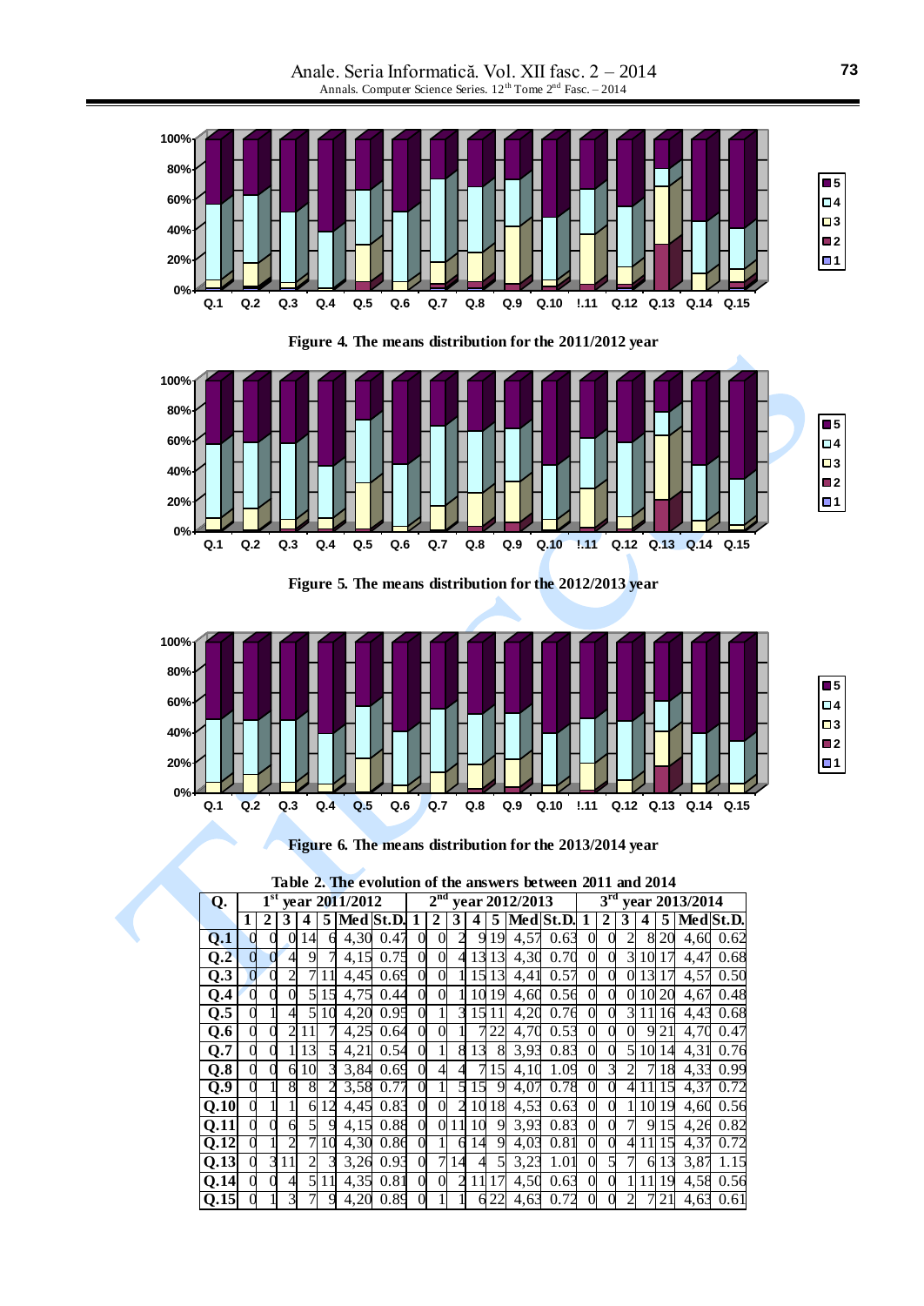Figure 4. The means distribution for the 2011/2012 year

Figure 5. The means distribution for the 2012/2013 year

Figure 6. The means distribution for the 2013/2014 year

**Table 2. The evolution of the answers between 2011 and 2014**

| Q. | 1st year 2011/2012 | | | | | | | 2nd year 2012/2013 | | | | | | | 3rd year 2013/2014 | | | | | | |
|---|---|---|---|---|---|---|---|---|---|---|---|---|---|---|---|---|---|---|---|---|---|
| | 1 | 2 | 3 | 4 | 5 | Med | St.D. | 1 | 2 | 3 | 4 | 5 | Med | St.D. | 1 | 2 | 3 | 4 | 5 | Med | St.D. |
| **Q.1** | 0 | 0 | 0 | 14 | 6 | 4,30 | 0.47 | 0 | 0 | 2 | 9 | 19 | 4,57 | 0.63 | 0 | 0 | 2 | 8 | 20 | 4,60 | 0.62 |
| **Q.2** | 0 | 0 | 4 | 9 | 7 | 4,15 | 0.75 | 0 | 0 | 4 | 13 | 13 | 4,30 | 0.70 | 0 | 0 | 3 | 10 | 17 | 4,47 | 0.68 |
| **Q.3** | 0 | 0 | 2 | 7 | 11 | 4,45 | 0.69 | 0 | 0 | 1 | 15 | 13 | 4,41 | 0.57 | 0 | 0 | 0 | 13 | 17 | 4,57 | 0.50 |
| **Q.4** | 0 | 0 | 0 | 5 | 15 | 4,75 | 0.44 | 0 | 0 | 1 | 10 | 19 | 4,60 | 0.56 | 0 | 0 | 0 | 10 | 20 | 4,67 | 0.48 |
| **Q.5** | 0 | 1 | 4 | 5 | 10 | 4,20 | 0.95 | 0 | 1 | 3 | 15 | 11 | 4,20 | 0.76 | 0 | 0 | 3 | 11 | 16 | 4,43 | 0.68 |
| **Q.6** | 0 | 0 | 2 | 11 | 7 | 4,25 | 0.64 | 0 | 0 | 1 | 7 | 22 | 4,70 | 0.53 | 0 | 0 | 0 | 9 | 21 | 4,70 | 0.47 |
| **Q.7** | 0 | 0 | 1 | 13 | 5 | 4,21 | 0.54 | 0 | 1 | 8 | 13 | 8 | 3,93 | 0.83 | 0 | 0 | 5 | 10 | 14 | 4,31 | 0.76 |
| **Q.8** | 0 | 0 | 6 | 10 | 3 | 3,84 | 0.69 | 0 | 4 | 4 | 7 | 15 | 4,10 | 1.09 | 0 | 3 | 2 | 7 | 18 | 4,33 | 0.99 |
| **Q.9** | 0 | 1 | 8 | 8 | 2 | 3,58 | 0.77 | 0 | 1 | 5 | 15 | 9 | 4,07 | 0.78 | 0 | 0 | 4 | 11 | 15 | 4,37 | 0.72 |
| **Q.10** | 0 | 1 | 1 | 6 | 12 | 4,45 | 0.83 | 0 | 0 | 2 | 10 | 18 | 4,53 | 0.63 | 0 | 0 | 1 | 10 | 19 | 4,60 | 0.56 |
| **Q.11** | 0 | 0 | 6 | 5 | 9 | 4,15 | 0.88 | 0 | 0 | 11 | 10 | 9 | 3,93 | 0.83 | 0 | 0 | 7 | 9 | 15 | 4,26 | 0.82 |
| **Q.12** | 0 | 1 | 2 | 7 | 10 | 4,30 | 0.86 | 0 | 1 | 6 | 14 | 9 | 4,03 | 0.81 | 0 | 0 | 4 | 11 | 15 | 4,37 | 0.72 |
| **Q.13** | 0 | 3 | 11 | 2 | 3 | 3,26 | 0.93 | 0 | 7 | 14 | 4 | 5 | 3,23 | 1.01 | 0 | 5 | 7 | 6 | 13 | 3,87 | 1.15 |
| **Q.14** | 0 | 0 | 4 | 5 | 11 | 4,35 | 0.81 | 0 | 0 | 2 | 11 | 17 | 4,50 | 0.63 | 0 | 0 | 1 | 11 | 19 | 4,58 | 0.56 |
| **Q.15** | 0 | 1 | 3 | 7 | 9 | 4,20 | 0.89 | 0 | 1 | 1 | 6 | 22 | 4,63 | 0.72 | 0 | 0 | 2 | 7 | 21 | 4,63 | 0.61 |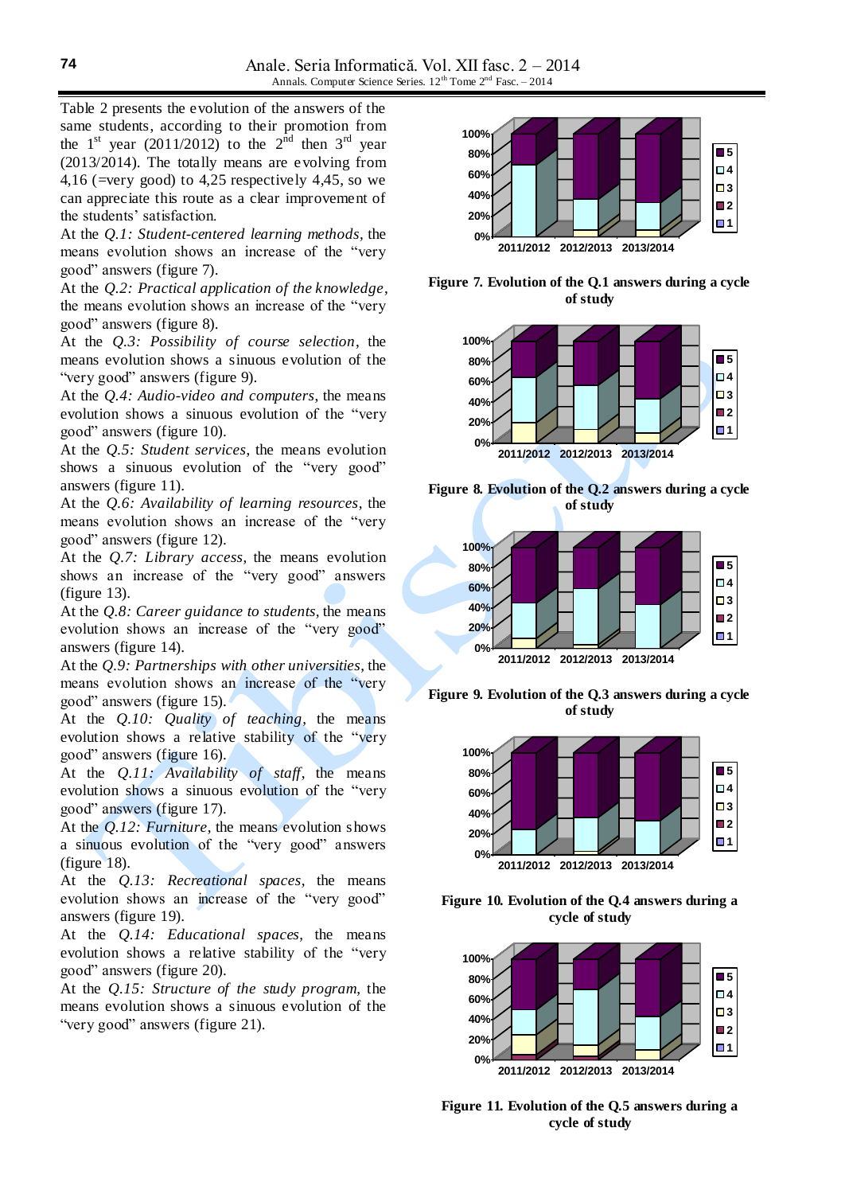Table 2 presents the evolution of the answers of the same students, according to their promotion from the 1st year (2011/2012) to the 2nd then 3rd year (2013/2014). The totally means are evolving from 4,16 (=very good) to 4,25 respectively 4,45, so we can appreciate this route as a clear improvement of the students' satisfaction.

At the *Q.1: Student-centered learning methods*, the means evolution shows an increase of the "very good" answers (figure 7).

At the *Q.2: Practical application of the knowledge*, the means evolution shows an increase of the "very good" answers (figure 8).

At the *Q.3: Possibility of course selection*, the means evolution shows a sinuous evolution of the "very good" answers (figure 9).

At the *Q.4: Audio-video and computers*, the means evolution shows a sinuous evolution of the "very good" answers (figure 10).

At the *Q.5: Student services*, the means evolution shows a sinuous evolution of the "very good" answers (figure 11).

At the *Q.6: Availability of learning resources*, the means evolution shows an increase of the "very good" answers (figure 12).

At the *Q.7: Library access*, the means evolution shows an increase of the "very good" answers (figure 13).

At the *Q.8: Career guidance to students*, the means evolution shows an increase of the "very good" answers (figure 14).

At the *Q.9: Partnerships with other universities*, the means evolution shows an increase of the "very good" answers (figure 15).

At the *Q.10: Quality of teaching*, the means evolution shows a relative stability of the "very good" answers (figure 16).

At the *Q.11: Availability of staff*, the means evolution shows a sinuous evolution of the "very good" answers (figure 17).

At the *Q.12: Furniture*, the means evolution shows a sinuous evolution of the "very good" answers (figure 18).

At the *Q.13: Recreational spaces*, the means evolution shows an increase of the "very good" answers (figure 19).

At the *Q.14: Educational spaces*, the means evolution shows a relative stability of the "very good" answers (figure 20).

At the *Q.15: Structure of the study program*, the means evolution shows a sinuous evolution of the "very good" answers (figure 21).

**Figure 7. Evolution of the Q.1 answers during a cycle of study**

**Figure 8. Evolution of the Q.2 answers during a cycle of study**

**Figure 9. Evolution of the Q.3 answers during a cycle of study**

**Figure 10. Evolution of the Q.4 answers during a cycle of study**

**Figure 11. Evolution of the Q.5 answers during a cycle of study**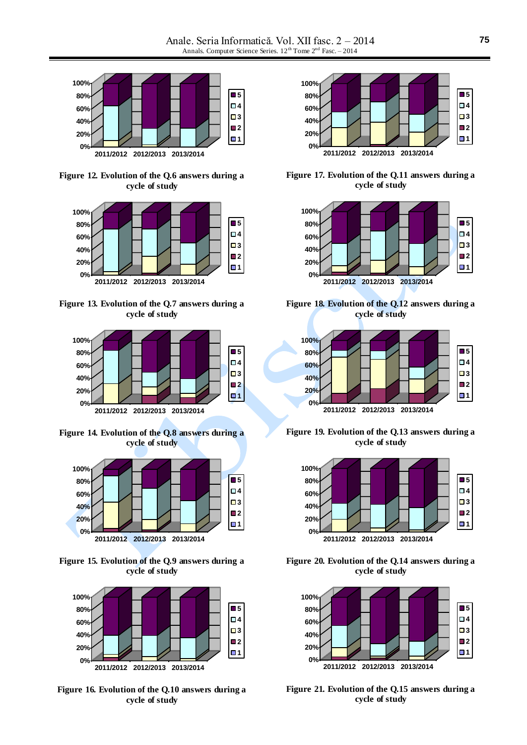Figure 12. Evolution of the Q.6 answers during a cycle of study

Figure 13. Evolution of the Q.7 answers during a cycle of study

Figure 14. Evolution of the Q.8 answers during a cycle of study

Figure 15. Evolution of the Q.9 answers during a cycle of study

Figure 16. Evolution of the Q.10 answers during a cycle of study

Figure 17. Evolution of the Q.11 answers during a cycle of study

Figure 18. Evolution of the Q.12 answers during a cycle of study

Figure 19. Evolution of the Q.13 answers during a cycle of study

Figure 20. Evolution of the Q.14 answers during a cycle of study

Figure 21. Evolution of the Q.15 answers during a cycle of study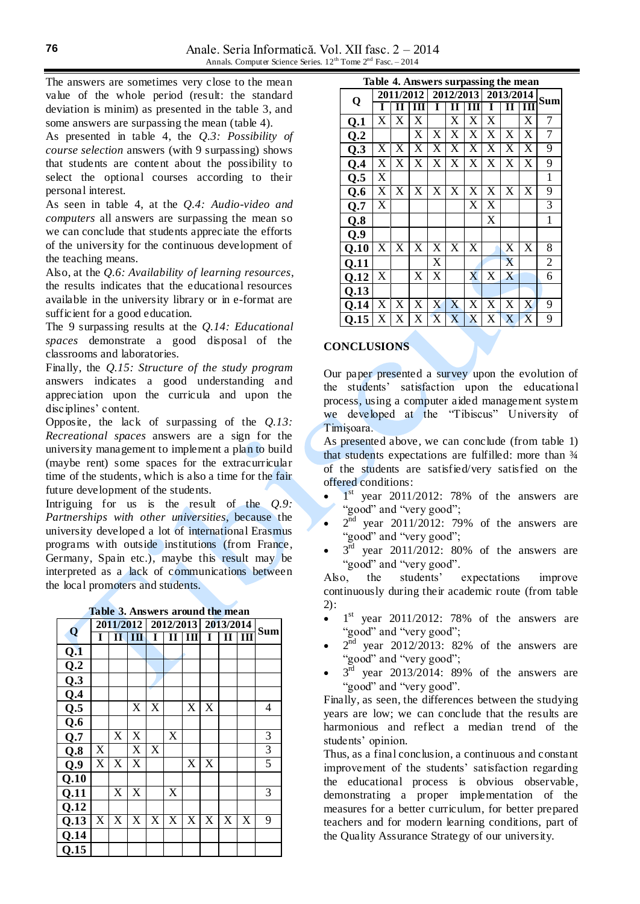The answers are sometimes very close to the mean value of the whole period (result: the standard deviation is minim) as presented in the table 3, and some answers are surpassing the mean (table 4).

As presented in table 4, the *Q.3: Possibility of course selection* answers (with 9 surpassing) shows that students are content about the possibility to select the optional courses according to their personal interest.

As seen in table 4, at the *Q.4: Audio-video and computers* all answers are surpassing the mean so we can conclude that students appreciate the efforts of the university for the continuous development of the teaching means.

Also, at the *Q.6: Availability of learning resources*, the results indicates that the educational resources available in the university library or in e-format are sufficient for a good education.

The 9 surpassing results at the *Q.14: Educational spaces* demonstrate a good disposal of the classrooms and laboratories.

Finally, the *Q.15: Structure of the study program* answers indicates a good understanding and appreciation upon the curricula and upon the disciplines' content.

Opposite, the lack of surpassing of the *Q.13: Recreational spaces* answers are a sign for the university management to implement a plan to build (maybe rent) some spaces for the extracurricular time of the students, which is also a time for the fair future development of the students.

Intriguing for us is the result of the *Q.9: Partnerships with other universities*, because the university developed a lot of international Erasmus programs with outside institutions (from France, Germany, Spain etc.), maybe this result may be interpreted as a lack of communications between the local promoters and students.

**Table 3. Answers around the mean**

| Q | 2011/2012 | | | 2012/2013 | | | 2013/2014 | | | Sum |
|---|---|---|---|---|---|---|---|---|---|---|
| | I | II | III | I | II | III | I | II | III | |
| Q.1 | | | | | | | | | | |
| Q.2 | | | | | | | | | | |
| Q.3 | | | | | | | | | | |
| Q.4 | | | | | | | | | | |
| Q.5 | | | X | X | | X | X | | | 4 |
| Q.6 | | | | | | | | | | |
| Q.7 | | X | X | | X | | | | | 3 |
| Q.8 | X | | X | X | | | | | | 3 |
| Q.9 | X | X | X | | | X | X | | | 5 |
| Q.10 | | | | | | | | | | |
| Q.11 | | X | X | | X | | | | | 3 |
| Q.12 | | | | | | | | | | |
| Q.13 | X | X | X | X | X | X | X | X | X | 9 |
| Q.14 | | | | | | | | | | |
| Q.15 | | | | | | | | | | |

**Table 4. Answers surpassing the mean**

| Q | 2011/2012 | | | 2012/2013 | | | 2013/2014 | | | Sum |
|---|---|---|---|---|---|---|---|---|---|---|
| | I | II | III | I | II | III | I | II | III | |
| Q.1 | X | X | X | | X | X | X | | X | 7 |
| Q.2 | | | X | X | X | X | X | X | X | 7 |
| Q.3 | X | X | X | X | X | X | X | X | X | 9 |
| Q.4 | X | X | X | X | X | X | X | X | X | 9 |
| Q.5 | X | | | | | | | | | 1 |
| Q.6 | X | X | X | X | X | X | X | X | X | 9 |
| Q.7 | X | | | | | X | X | | | 3 |
| Q.8 | | | | | | | X | | | 1 |
| Q.9 | | | | | | | | | | |
| Q.10 | X | X | X | X | X | X | | X | X | 8 |
| Q.11 | | | | X | | | | X | | 2 |
| Q.12 | X | | X | X | | X | X | X | | 6 |
| Q.13 | | | | | | | | | | |
| Q.14 | X | X | X | X | X | X | X | X | X | 9 |
| Q.15 | X | X | X | X | X | X | X | X | X | 9 |

## CONCLUSIONS

Our paper presented a survey upon the evolution of the students' satisfaction upon the educational process, using a computer aided management system we developed at the "Tibiscus" University of Timişoara.

As presented above, we can conclude (from table 1) that students expectations are fulfilled: more than ¾ of the students are satisfied/very satisfied on the offered conditions:

- 1st year 2011/2012: 78% of the answers are "good" and "very good";
- 2nd year 2011/2012: 79% of the answers are "good" and "very good";
- 3rd year 2011/2012: 80% of the answers are "good" and "very good".

Also, the students' expectations improve continuously during their academic route (from table 2):

- 1st year 2011/2012: 78% of the answers are "good" and "very good";
- 2nd year 2012/2013: 82% of the answers are "good" and "very good";
- 3rd year 2013/2014: 89% of the answers are "good" and "very good".

Finally, as seen, the differences between the studying years are low; we can conclude that the results are harmonious and reflect a median trend of the students' opinion.

Thus, as a final conclusion, a continuous and constant improvement of the students' satisfaction regarding the educational process is obvious observable, demonstrating a proper implementation of the measures for a better curriculum, for better prepared teachers and for modern learning conditions, part of the Quality Assurance Strategy of our university.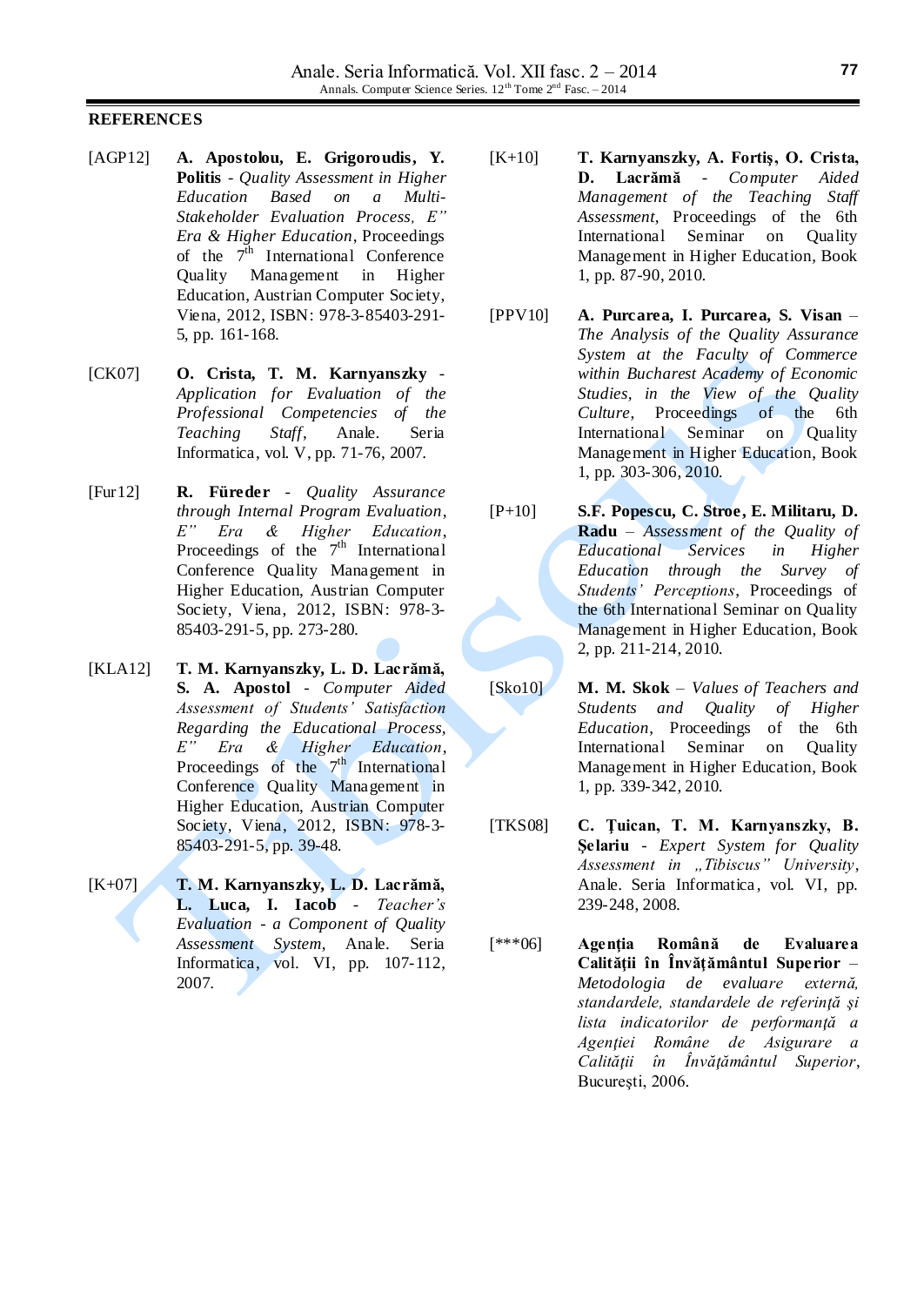## REFERENCES

[AGP12] **A. Apostolou, E. Grigoroudis, Y. Politis** - *Quality Assessment in Higher Education Based on a Multi-Stakeholder Evaluation Process, E" Era & Higher Education*, Proceedings of the 7th International Conference Quality Management in Higher Education, Austrian Computer Society, Viena, 2012, ISBN: 978-3-85403-291-5, pp. 161-168.

[CK07] **O. Crista, T. M. Karnyanszky** - *Application for Evaluation of the Professional Competencies of the Teaching Staff*, Anale. Seria Informatica, vol. V, pp. 71-76, 2007.

[Fur12] **R. Füreder** - *Quality Assurance through Internal Program Evaluation, E" Era & Higher Education*, Proceedings of the 7th International Conference Quality Management in Higher Education, Austrian Computer Society, Viena, 2012, ISBN: 978-3-85403-291-5, pp. 273-280.

[KLA12] **T. M. Karnyanszky, L. D. Lacrămă, S. A. Apostol** - *Computer Aided Assessment of Students' Satisfaction Regarding the Educational Process, E" Era & Higher Education*, Proceedings of the 7th International Conference Quality Management in Higher Education, Austrian Computer Society, Viena, 2012, ISBN: 978-3-85403-291-5, pp. 39-48.

[K+07] **T. M. Karnyanszky, L. D. Lacrămă, L. Luca, I. Iacob** - *Teacher's Evaluation - a Component of Quality Assessment System*, Anale. Seria Informatica, vol. VI, pp. 107-112, 2007.

[K+10] **T. Karnyanszky, A. Fortiş, O. Crista, D. Lacrămă** - *Computer Aided Management of the Teaching Staff Assessment*, Proceedings of the 6th International Seminar on Quality Management in Higher Education, Book 1, pp. 87-90, 2010.

[PPV10] **A. Purcarea, I. Purcarea, S. Visan** – *The Analysis of the Quality Assurance System at the Faculty of Commerce within Bucharest Academy of Economic Studies, in the View of the Quality Culture*, Proceedings of the 6th International Seminar on Quality Management in Higher Education, Book 1, pp. 303-306, 2010.

[P+10] **S.F. Popescu, C. Stroe, E. Militaru, D. Radu** – *Assessment of the Quality of Educational Services in Higher Education through the Survey of Students' Perceptions*, Proceedings of the 6th International Seminar on Quality Management in Higher Education, Book 2, pp. 211-214, 2010.

[Sko10] **M. M. Skok** – *Values of Teachers and Students and Quality of Higher Education*, Proceedings of the 6th International Seminar on Quality Management in Higher Education, Book 1, pp. 339-342, 2010.

[TKS08] **C. Ţuican, T. M. Karnyanszky, B. Şelariu** - *Expert System for Quality Assessment in „Tibiscus" University*, Anale. Seria Informatica, vol. VI, pp. 239-248, 2008.

[***06] **Agenţia Română de Evaluarea Calităţii în Învăţământul Superior** – *Metodologia de evaluare externă, standardele, standardele de referinţă şi lista indicatorilor de performanţă a Agenţiei Române de Asigurare a Calităţii în Învăţământul Superior*, Bucureşti, 2006.